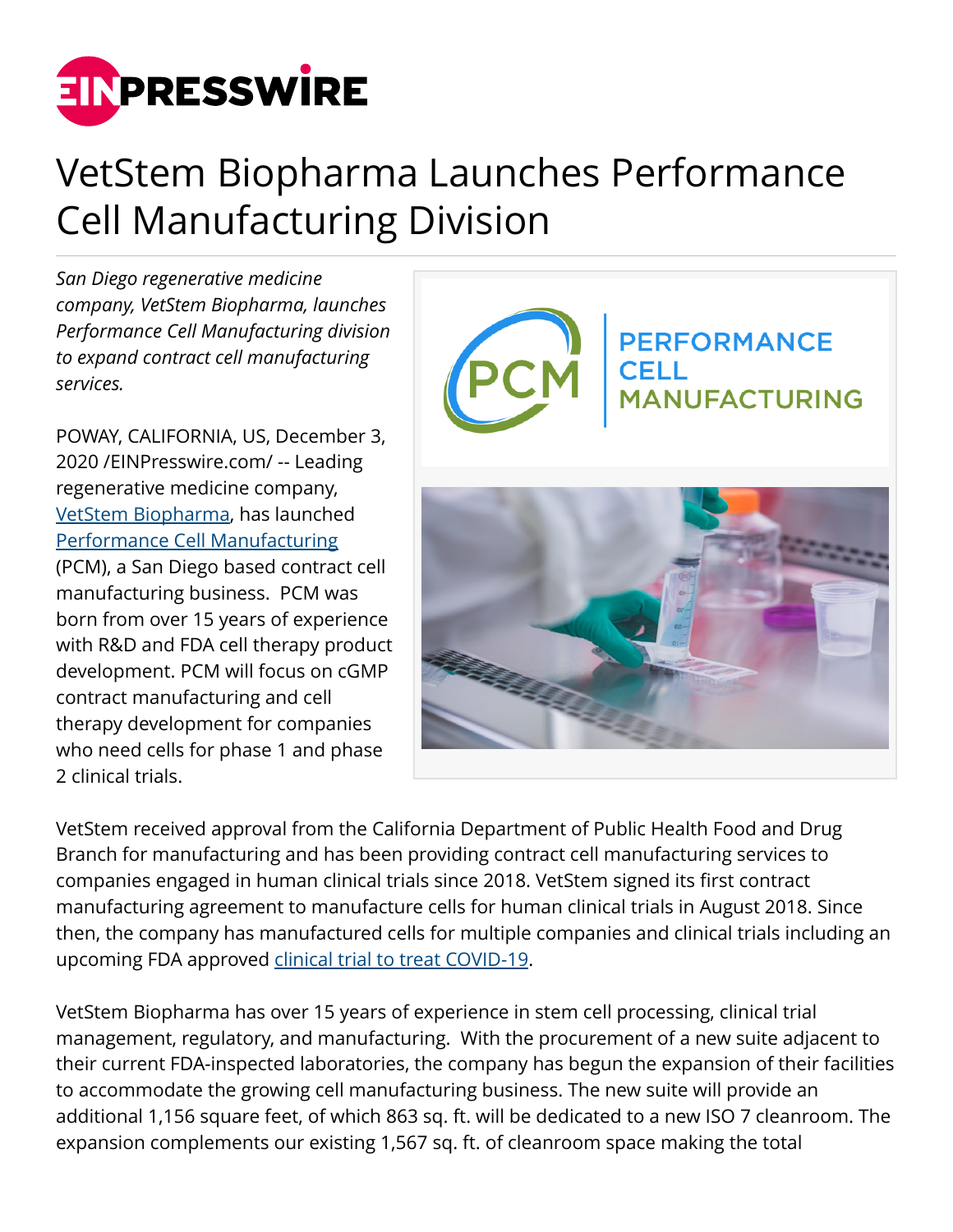# VetStem Biopharma Launches Performance Cell Manufacturing Division

*San Diego regenerative medicine company, VetStem Biopharma, launches Performance Cell Manufacturing division to expand contract cell manufacturing services.*

POWAY, CALIFORNIA, US, December 3, 2020 /EINPresswire.com/ -- Leading regenerative medicine company, VetStem Biopharma, has launched Performance Cell Manufacturing (PCM), a San Diego based contract cell manufacturing business. PCM was born from over 15 years of experience with R&D and FDA cell therapy product development. PCM will focus on cGMP contract manufacturing and cell therapy development for companies who need cells for phase 1 and phase 2 clinical trials.

VetStem received approval from the California Department of Public Health Food and Drug Branch for manufacturing and has been providing contract cell manufacturing services to companies engaged in human clinical trials since 2018. VetStem signed its first contract manufacturing agreement to manufacture cells for human clinical trials in August 2018. Since then, the company has manufactured cells for multiple companies and clinical trials including an upcoming FDA approved clinical trial to treat COVID-19.

VetStem Biopharma has over 15 years of experience in stem cell processing, clinical trial management, regulatory, and manufacturing. With the procurement of a new suite adjacent to their current FDA-inspected laboratories, the company has begun the expansion of their facilities to accommodate the growing cell manufacturing business. The new suite will provide an additional 1,156 square feet, of which 863 sq. ft. will be dedicated to a new ISO 7 cleanroom. The expansion complements our existing 1,567 sq. ft. of cleanroom space making the total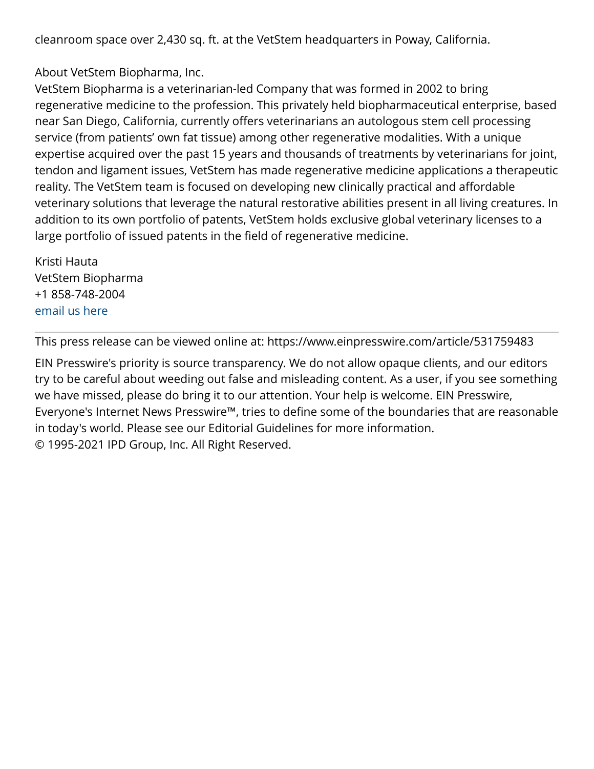cleanroom space over 2,430 sq. ft. at the VetStem headquarters in Poway, California.

About VetStem Biopharma, Inc.
VetStem Biopharma is a veterinarian-led Company that was formed in 2002 to bring regenerative medicine to the profession. This privately held biopharmaceutical enterprise, based near San Diego, California, currently offers veterinarians an autologous stem cell processing service (from patients' own fat tissue) among other regenerative modalities. With a unique expertise acquired over the past 15 years and thousands of treatments by veterinarians for joint, tendon and ligament issues, VetStem has made regenerative medicine applications a therapeutic reality. The VetStem team is focused on developing new clinically practical and affordable veterinary solutions that leverage the natural restorative abilities present in all living creatures. In addition to its own portfolio of patents, VetStem holds exclusive global veterinary licenses to a large portfolio of issued patents in the field of regenerative medicine.

Kristi Hauta
VetStem Biopharma
+1 858-748-2004
email us here

---

This press release can be viewed online at: https://www.einpresswire.com/article/531759483

EIN Presswire's priority is source transparency. We do not allow opaque clients, and our editors try to be careful about weeding out false and misleading content. As a user, if you see something we have missed, please do bring it to our attention. Your help is welcome. EIN Presswire, Everyone's Internet News Presswire™, tries to define some of the boundaries that are reasonable in today's world. Please see our Editorial Guidelines for more information.
© 1995-2021 IPD Group, Inc. All Right Reserved.